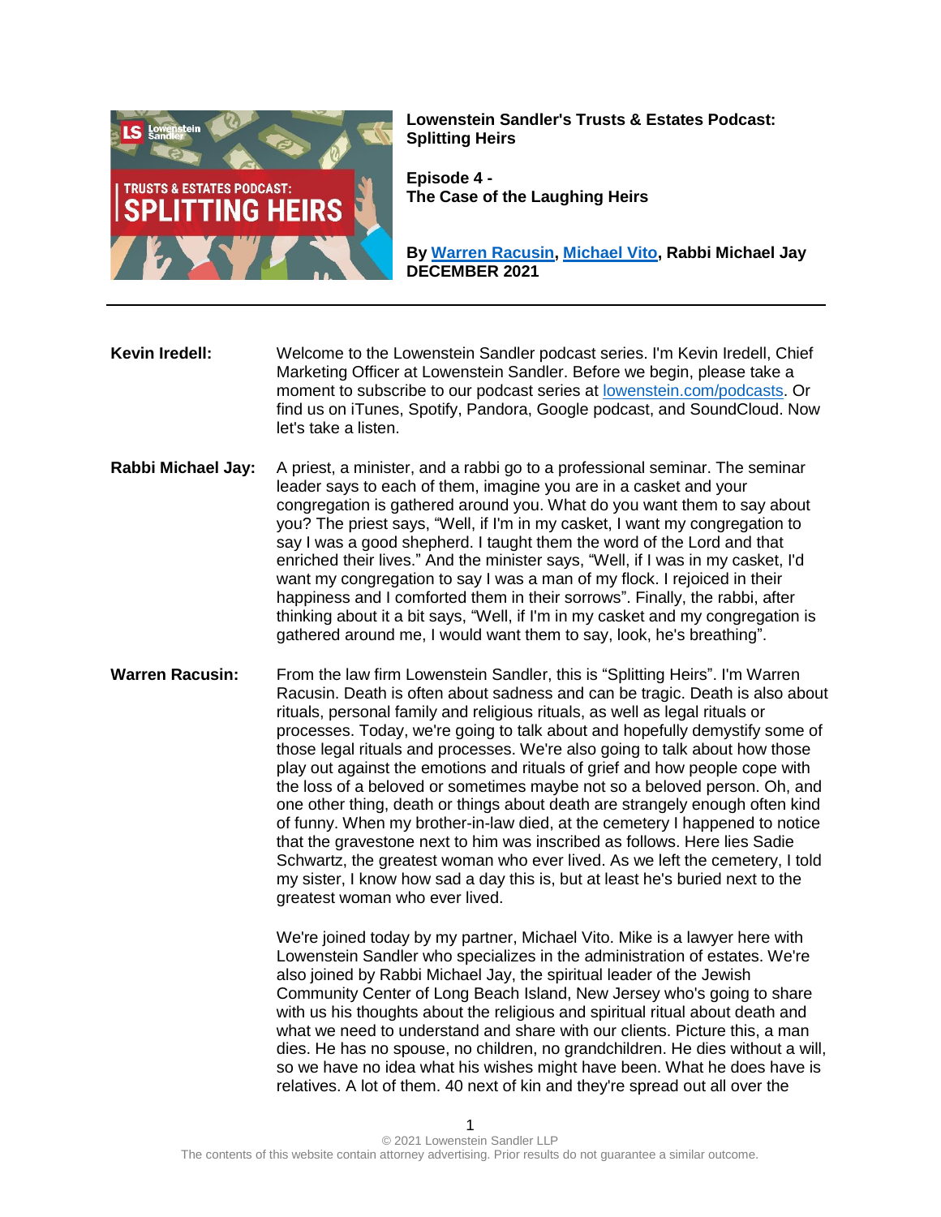# Lowenstein Sandler's Trusts & Estates Podcast: Splitting Heirs

## Episode 4 - The Case of the Laughing Heirs

**By Warren Racusin, Michael Vito, Rabbi Michael Jay**
**DECEMBER 2021**

---

**Kevin Iredell:** Welcome to the Lowenstein Sandler podcast series. I'm Kevin Iredell, Chief Marketing Officer at Lowenstein Sandler. Before we begin, please take a moment to subscribe to our podcast series at lowenstein.com/podcasts. Or find us on iTunes, Spotify, Pandora, Google podcast, and SoundCloud. Now let's take a listen.

**Rabbi Michael Jay:** A priest, a minister, and a rabbi go to a professional seminar. The seminar leader says to each of them, imagine you are in a casket and your congregation is gathered around you. What do you want them to say about you? The priest says, "Well, if I'm in my casket, I want my congregation to say I was a good shepherd. I taught them the word of the Lord and that enriched their lives." And the minister says, "Well, if I was in my casket, I'd want my congregation to say I was a man of my flock. I rejoiced in their happiness and I comforted them in their sorrows". Finally, the rabbi, after thinking about it a bit says, "Well, if I'm in my casket and my congregation is gathered around me, I would want them to say, look, he's breathing".

**Warren Racusin:** From the law firm Lowenstein Sandler, this is "Splitting Heirs". I'm Warren Racusin. Death is often about sadness and can be tragic. Death is also about rituals, personal family and religious rituals, as well as legal rituals or processes. Today, we're going to talk about and hopefully demystify some of those legal rituals and processes. We're also going to talk about how those play out against the emotions and rituals of grief and how people cope with the loss of a beloved or sometimes maybe not so a beloved person. Oh, and one other thing, death or things about death are strangely enough often kind of funny. When my brother-in-law died, at the cemetery I happened to notice that the gravestone next to him was inscribed as follows. Here lies Sadie Schwartz, the greatest woman who ever lived. As we left the cemetery, I told my sister, I know how sad a day this is, but at least he's buried next to the greatest woman who ever lived.

We're joined today by my partner, Michael Vito. Mike is a lawyer here with Lowenstein Sandler who specializes in the administration of estates. We're also joined by Rabbi Michael Jay, the spiritual leader of the Jewish Community Center of Long Beach Island, New Jersey who's going to share with us his thoughts about the religious and spiritual ritual about death and what we need to understand and share with our clients. Picture this, a man dies. He has no spouse, no children, no grandchildren. He dies without a will, so we have no idea what his wishes might have been. What he does have is relatives. A lot of them. 40 next of kin and they're spread out all over the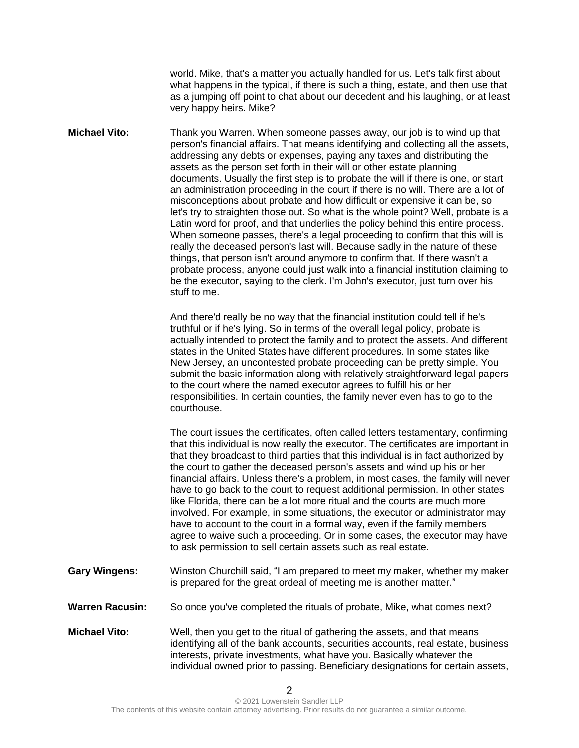world. Mike, that's a matter you actually handled for us. Let's talk first about what happens in the typical, if there is such a thing, estate, and then use that as a jumping off point to chat about our decedent and his laughing, or at least very happy heirs. Mike?

**Michael Vito:** Thank you Warren. When someone passes away, our job is to wind up that person's financial affairs. That means identifying and collecting all the assets, addressing any debts or expenses, paying any taxes and distributing the assets as the person set forth in their will or other estate planning documents. Usually the first step is to probate the will if there is one, or start an administration proceeding in the court if there is no will. There are a lot of misconceptions about probate and how difficult or expensive it can be, so let's try to straighten those out. So what is the whole point? Well, probate is a Latin word for proof, and that underlies the policy behind this entire process. When someone passes, there's a legal proceeding to confirm that this will is really the deceased person's last will. Because sadly in the nature of these things, that person isn't around anymore to confirm that. If there wasn't a probate process, anyone could just walk into a financial institution claiming to be the executor, saying to the clerk. I'm John's executor, just turn over his stuff to me.

And there'd really be no way that the financial institution could tell if he's truthful or if he's lying. So in terms of the overall legal policy, probate is actually intended to protect the family and to protect the assets. And different states in the United States have different procedures. In some states like New Jersey, an uncontested probate proceeding can be pretty simple. You submit the basic information along with relatively straightforward legal papers to the court where the named executor agrees to fulfill his or her responsibilities. In certain counties, the family never even has to go to the courthouse.

The court issues the certificates, often called letters testamentary, confirming that this individual is now really the executor. The certificates are important in that they broadcast to third parties that this individual is in fact authorized by the court to gather the deceased person's assets and wind up his or her financial affairs. Unless there's a problem, in most cases, the family will never have to go back to the court to request additional permission. In other states like Florida, there can be a lot more ritual and the courts are much more involved. For example, in some situations, the executor or administrator may have to account to the court in a formal way, even if the family members agree to waive such a proceeding. Or in some cases, the executor may have to ask permission to sell certain assets such as real estate.

**Gary Wingens:** Winston Churchill said, "I am prepared to meet my maker, whether my maker is prepared for the great ordeal of meeting me is another matter."

**Warren Racusin:** So once you've completed the rituals of probate, Mike, what comes next?

**Michael Vito:** Well, then you get to the ritual of gathering the assets, and that means identifying all of the bank accounts, securities accounts, real estate, business interests, private investments, what have you. Basically whatever the individual owned prior to passing. Beneficiary designations for certain assets,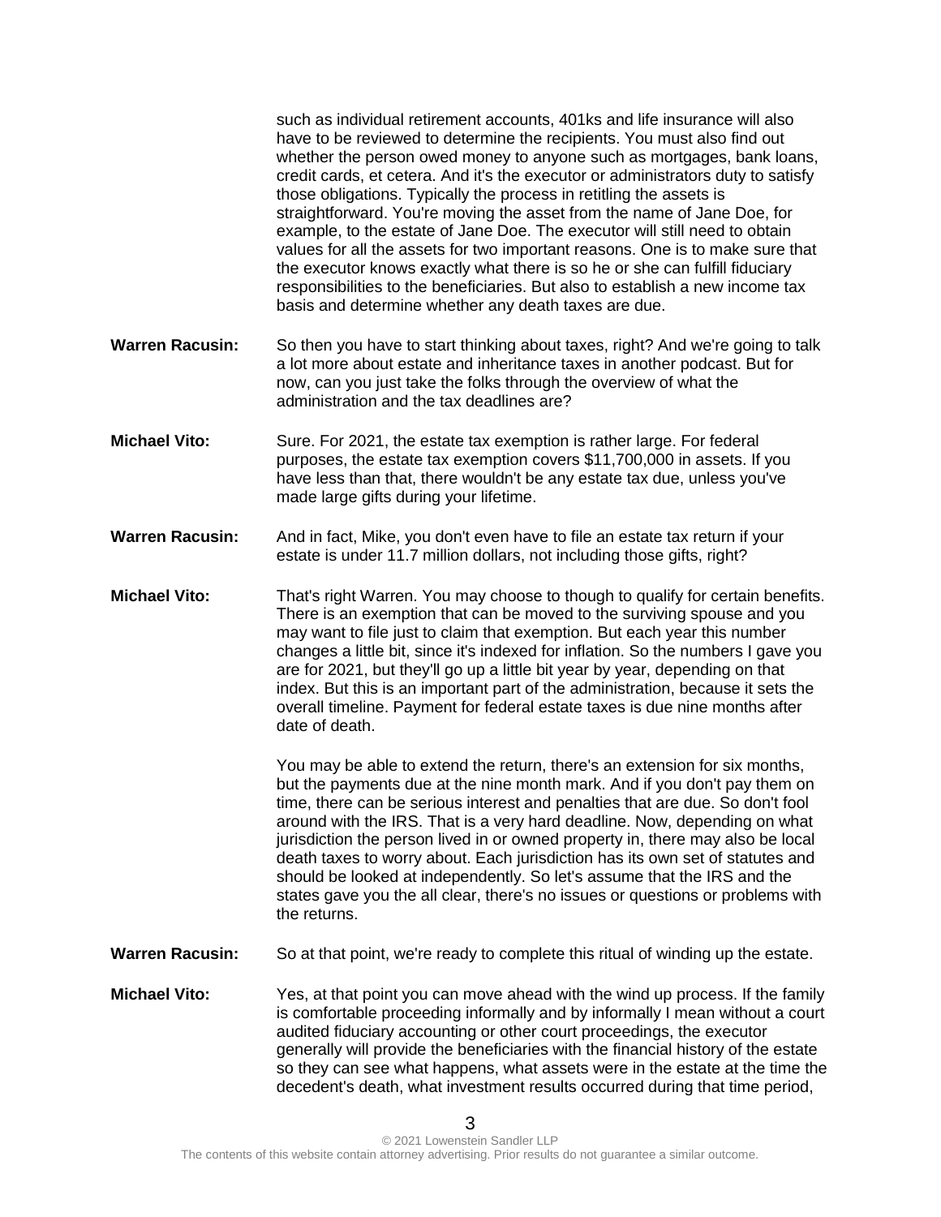such as individual retirement accounts, 401ks and life insurance will also have to be reviewed to determine the recipients. You must also find out whether the person owed money to anyone such as mortgages, bank loans, credit cards, et cetera. And it's the executor or administrators duty to satisfy those obligations. Typically the process in retitling the assets is straightforward. You're moving the asset from the name of Jane Doe, for example, to the estate of Jane Doe. The executor will still need to obtain values for all the assets for two important reasons. One is to make sure that the executor knows exactly what there is so he or she can fulfill fiduciary responsibilities to the beneficiaries. But also to establish a new income tax basis and determine whether any death taxes are due.

**Warren Racusin:** So then you have to start thinking about taxes, right? And we're going to talk a lot more about estate and inheritance taxes in another podcast. But for now, can you just take the folks through the overview of what the administration and the tax deadlines are?

**Michael Vito:** Sure. For 2021, the estate tax exemption is rather large. For federal purposes, the estate tax exemption covers $11,700,000 in assets. If you have less than that, there wouldn't be any estate tax due, unless you've made large gifts during your lifetime.

**Warren Racusin:** And in fact, Mike, you don't even have to file an estate tax return if your estate is under 11.7 million dollars, not including those gifts, right?

**Michael Vito:** That's right Warren. You may choose to though to qualify for certain benefits. There is an exemption that can be moved to the surviving spouse and you may want to file just to claim that exemption. But each year this number changes a little bit, since it's indexed for inflation. So the numbers I gave you are for 2021, but they'll go up a little bit year by year, depending on that index. But this is an important part of the administration, because it sets the overall timeline. Payment for federal estate taxes is due nine months after date of death.

You may be able to extend the return, there's an extension for six months, but the payments due at the nine month mark. And if you don't pay them on time, there can be serious interest and penalties that are due. So don't fool around with the IRS. That is a very hard deadline. Now, depending on what jurisdiction the person lived in or owned property in, there may also be local death taxes to worry about. Each jurisdiction has its own set of statutes and should be looked at independently. So let's assume that the IRS and the states gave you the all clear, there's no issues or questions or problems with the returns.

**Warren Racusin:** So at that point, we're ready to complete this ritual of winding up the estate.

**Michael Vito:** Yes, at that point you can move ahead with the wind up process. If the family is comfortable proceeding informally and by informally I mean without a court audited fiduciary accounting or other court proceedings, the executor generally will provide the beneficiaries with the financial history of the estate so they can see what happens, what assets were in the estate at the time the decedent's death, what investment results occurred during that time period,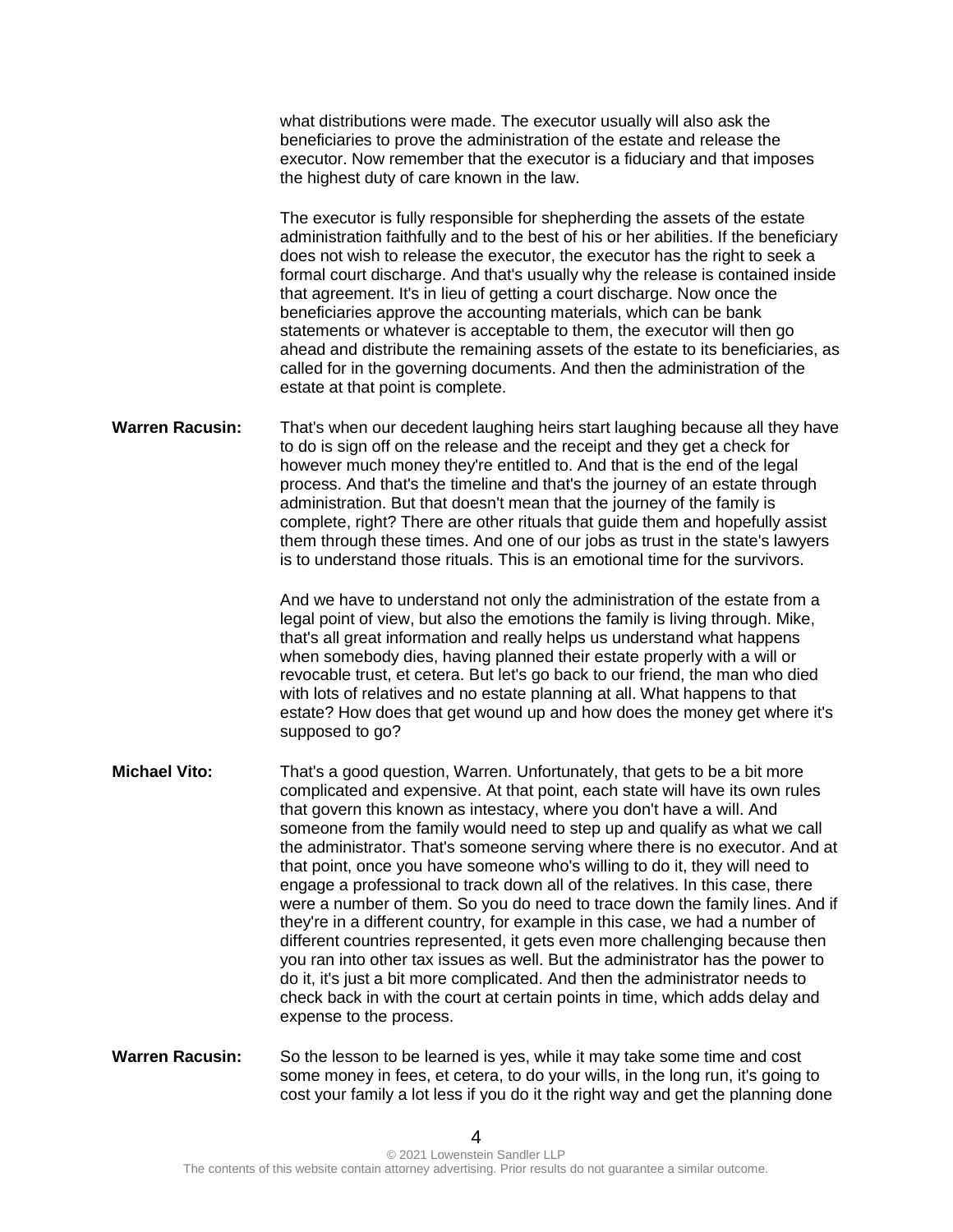what distributions were made. The executor usually will also ask the beneficiaries to prove the administration of the estate and release the executor. Now remember that the executor is a fiduciary and that imposes the highest duty of care known in the law.

The executor is fully responsible for shepherding the assets of the estate administration faithfully and to the best of his or her abilities. If the beneficiary does not wish to release the executor, the executor has the right to seek a formal court discharge. And that's usually why the release is contained inside that agreement. It's in lieu of getting a court discharge. Now once the beneficiaries approve the accounting materials, which can be bank statements or whatever is acceptable to them, the executor will then go ahead and distribute the remaining assets of the estate to its beneficiaries, as called for in the governing documents. And then the administration of the estate at that point is complete.

**Warren Racusin:** That's when our decedent laughing heirs start laughing because all they have to do is sign off on the release and the receipt and they get a check for however much money they're entitled to. And that is the end of the legal process. And that's the timeline and that's the journey of an estate through administration. But that doesn't mean that the journey of the family is complete, right? There are other rituals that guide them and hopefully assist them through these times. And one of our jobs as trust in the state's lawyers is to understand those rituals. This is an emotional time for the survivors.

And we have to understand not only the administration of the estate from a legal point of view, but also the emotions the family is living through. Mike, that's all great information and really helps us understand what happens when somebody dies, having planned their estate properly with a will or revocable trust, et cetera. But let's go back to our friend, the man who died with lots of relatives and no estate planning at all. What happens to that estate? How does that get wound up and how does the money get where it's supposed to go?

**Michael Vito:** That's a good question, Warren. Unfortunately, that gets to be a bit more complicated and expensive. At that point, each state will have its own rules that govern this known as intestacy, where you don't have a will. And someone from the family would need to step up and qualify as what we call the administrator. That's someone serving where there is no executor. And at that point, once you have someone who's willing to do it, they will need to engage a professional to track down all of the relatives. In this case, there were a number of them. So you do need to trace down the family lines. And if they're in a different country, for example in this case, we had a number of different countries represented, it gets even more challenging because then you ran into other tax issues as well. But the administrator has the power to do it, it's just a bit more complicated. And then the administrator needs to check back in with the court at certain points in time, which adds delay and expense to the process.

**Warren Racusin:** So the lesson to be learned is yes, while it may take some time and cost some money in fees, et cetera, to do your wills, in the long run, it's going to cost your family a lot less if you do it the right way and get the planning done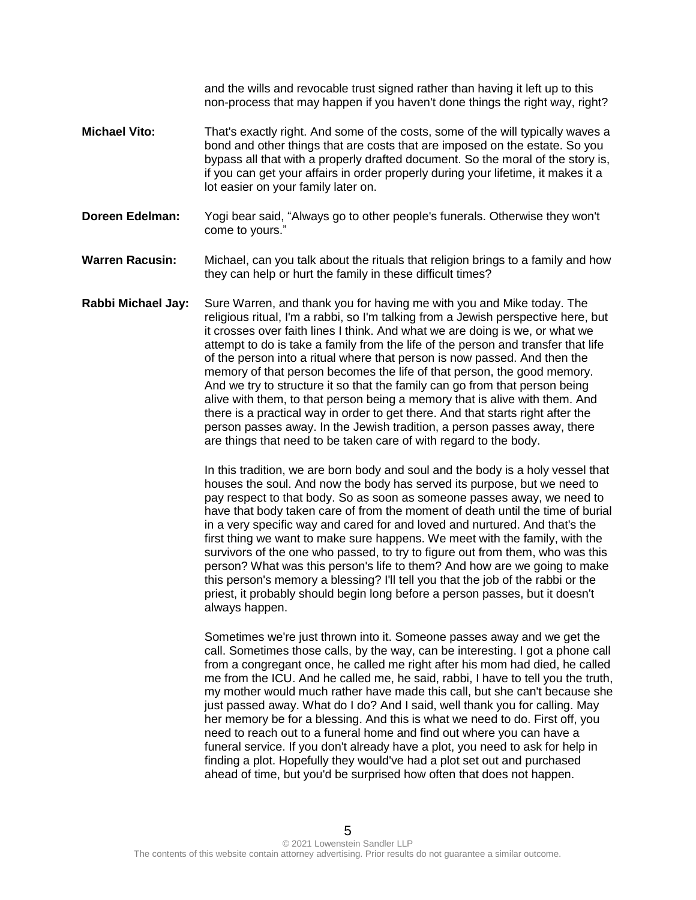and the wills and revocable trust signed rather than having it left up to this non-process that may happen if you haven't done things the right way, right?

**Michael Vito:** That's exactly right. And some of the costs, some of the will typically waves a bond and other things that are costs that are imposed on the estate. So you bypass all that with a properly drafted document. So the moral of the story is, if you can get your affairs in order properly during your lifetime, it makes it a lot easier on your family later on.

**Doreen Edelman:** Yogi bear said, "Always go to other people's funerals. Otherwise they won't come to yours."

**Warren Racusin:** Michael, can you talk about the rituals that religion brings to a family and how they can help or hurt the family in these difficult times?

**Rabbi Michael Jay:** Sure Warren, and thank you for having me with you and Mike today. The religious ritual, I'm a rabbi, so I'm talking from a Jewish perspective here, but it crosses over faith lines I think. And what we are doing is we, or what we attempt to do is take a family from the life of the person and transfer that life of the person into a ritual where that person is now passed. And then the memory of that person becomes the life of that person, the good memory. And we try to structure it so that the family can go from that person being alive with them, to that person being a memory that is alive with them. And there is a practical way in order to get there. And that starts right after the person passes away. In the Jewish tradition, a person passes away, there are things that need to be taken care of with regard to the body.

In this tradition, we are born body and soul and the body is a holy vessel that houses the soul. And now the body has served its purpose, but we need to pay respect to that body. So as soon as someone passes away, we need to have that body taken care of from the moment of death until the time of burial in a very specific way and cared for and loved and nurtured. And that's the first thing we want to make sure happens. We meet with the family, with the survivors of the one who passed, to try to figure out from them, who was this person? What was this person's life to them? And how are we going to make this person's memory a blessing? I'll tell you that the job of the rabbi or the priest, it probably should begin long before a person passes, but it doesn't always happen.

Sometimes we're just thrown into it. Someone passes away and we get the call. Sometimes those calls, by the way, can be interesting. I got a phone call from a congregant once, he called me right after his mom had died, he called me from the ICU. And he called me, he said, rabbi, I have to tell you the truth, my mother would much rather have made this call, but she can't because she just passed away. What do I do? And I said, well thank you for calling. May her memory be for a blessing. And this is what we need to do. First off, you need to reach out to a funeral home and find out where you can have a funeral service. If you don't already have a plot, you need to ask for help in finding a plot. Hopefully they would've had a plot set out and purchased ahead of time, but you'd be surprised how often that does not happen.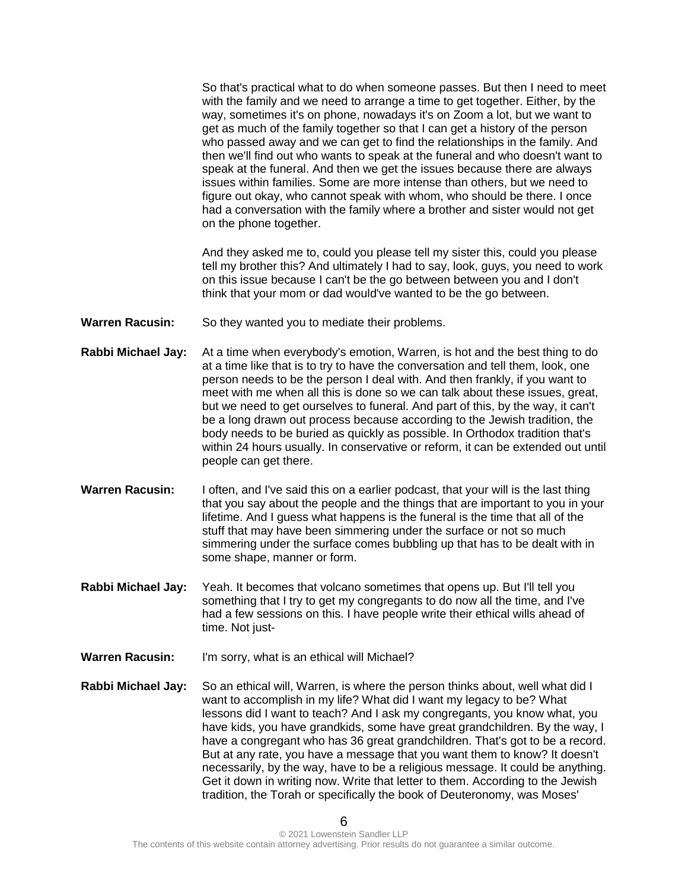So that's practical what to do when someone passes. But then I need to meet with the family and we need to arrange a time to get together. Either, by the way, sometimes it's on phone, nowadays it's on Zoom a lot, but we want to get as much of the family together so that I can get a history of the person who passed away and we can get to find the relationships in the family. And then we'll find out who wants to speak at the funeral and who doesn't want to speak at the funeral. And then we get the issues because there are always issues within families. Some are more intense than others, but we need to figure out okay, who cannot speak with whom, who should be there. I once had a conversation with the family where a brother and sister would not get on the phone together.

And they asked me to, could you please tell my sister this, could you please tell my brother this? And ultimately I had to say, look, guys, you need to work on this issue because I can't be the go between between you and I don't think that your mom or dad would've wanted to be the go between.

**Warren Racusin:** So they wanted you to mediate their problems.

**Rabbi Michael Jay:** At a time when everybody's emotion, Warren, is hot and the best thing to do at a time like that is to try to have the conversation and tell them, look, one person needs to be the person I deal with. And then frankly, if you want to meet with me when all this is done so we can talk about these issues, great, but we need to get ourselves to funeral. And part of this, by the way, it can't be a long drawn out process because according to the Jewish tradition, the body needs to be buried as quickly as possible. In Orthodox tradition that's within 24 hours usually. In conservative or reform, it can be extended out until people can get there.

**Warren Racusin:** I often, and I've said this on a earlier podcast, that your will is the last thing that you say about the people and the things that are important to you in your lifetime. And I guess what happens is the funeral is the time that all of the stuff that may have been simmering under the surface or not so much simmering under the surface comes bubbling up that has to be dealt with in some shape, manner or form.

**Rabbi Michael Jay:** Yeah. It becomes that volcano sometimes that opens up. But I'll tell you something that I try to get my congregants to do now all the time, and I've had a few sessions on this. I have people write their ethical wills ahead of time. Not just-

**Warren Racusin:** I'm sorry, what is an ethical will Michael?

**Rabbi Michael Jay:** So an ethical will, Warren, is where the person thinks about, well what did I want to accomplish in my life? What did I want my legacy to be? What lessons did I want to teach? And I ask my congregants, you know what, you have kids, you have grandkids, some have great grandchildren. By the way, I have a congregant who has 36 great grandchildren. That's got to be a record. But at any rate, you have a message that you want them to know? It doesn't necessarily, by the way, have to be a religious message. It could be anything. Get it down in writing now. Write that letter to them. According to the Jewish tradition, the Torah or specifically the book of Deuteronomy, was Moses'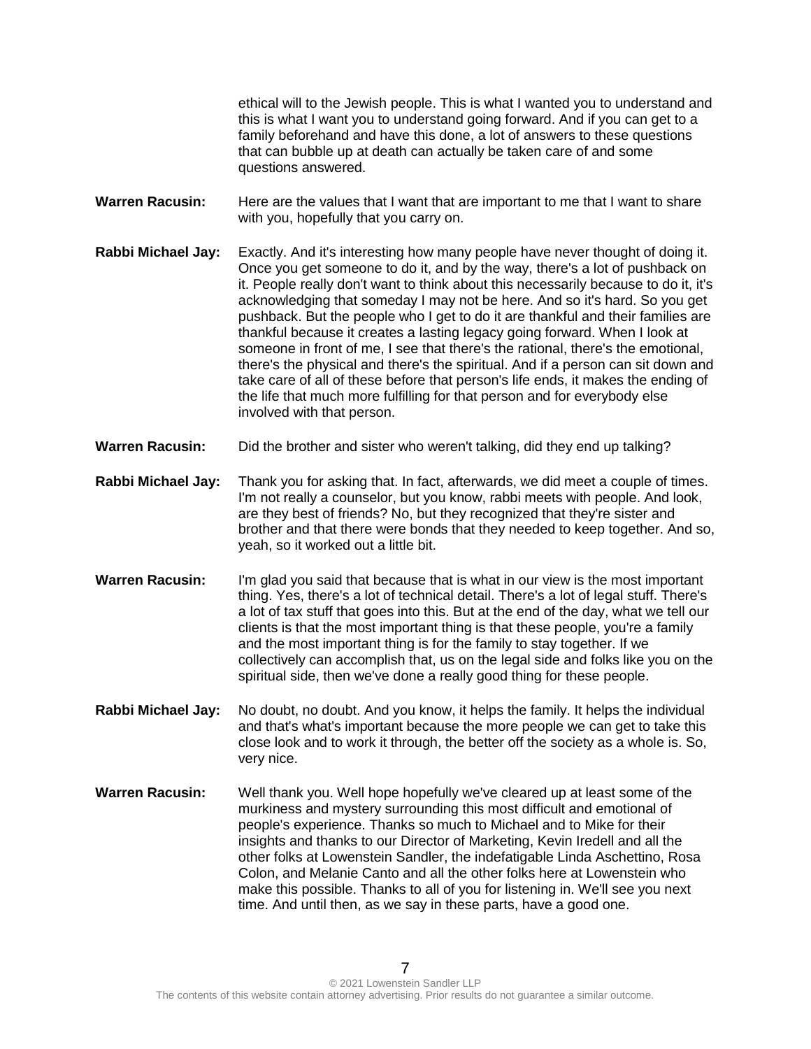ethical will to the Jewish people. This is what I wanted you to understand and this is what I want you to understand going forward. And if you can get to a family beforehand and have this done, a lot of answers to these questions that can bubble up at death can actually be taken care of and some questions answered.

**Warren Racusin:** Here are the values that I want that are important to me that I want to share with you, hopefully that you carry on.

**Rabbi Michael Jay:** Exactly. And it's interesting how many people have never thought of doing it. Once you get someone to do it, and by the way, there's a lot of pushback on it. People really don't want to think about this necessarily because to do it, it's acknowledging that someday I may not be here. And so it's hard. So you get pushback. But the people who I get to do it are thankful and their families are thankful because it creates a lasting legacy going forward. When I look at someone in front of me, I see that there's the rational, there's the emotional, there's the physical and there's the spiritual. And if a person can sit down and take care of all of these before that person's life ends, it makes the ending of the life that much more fulfilling for that person and for everybody else involved with that person.

**Warren Racusin:** Did the brother and sister who weren't talking, did they end up talking?

**Rabbi Michael Jay:** Thank you for asking that. In fact, afterwards, we did meet a couple of times. I'm not really a counselor, but you know, rabbi meets with people. And look, are they best of friends? No, but they recognized that they're sister and brother and that there were bonds that they needed to keep together. And so, yeah, so it worked out a little bit.

**Warren Racusin:** I'm glad you said that because that is what in our view is the most important thing. Yes, there's a lot of technical detail. There's a lot of legal stuff. There's a lot of tax stuff that goes into this. But at the end of the day, what we tell our clients is that the most important thing is that these people, you're a family and the most important thing is for the family to stay together. If we collectively can accomplish that, us on the legal side and folks like you on the spiritual side, then we've done a really good thing for these people.

**Rabbi Michael Jay:** No doubt, no doubt. And you know, it helps the family. It helps the individual and that's what's important because the more people we can get to take this close look and to work it through, the better off the society as a whole is. So, very nice.

**Warren Racusin:** Well thank you. Well hope hopefully we've cleared up at least some of the murkiness and mystery surrounding this most difficult and emotional of people's experience. Thanks so much to Michael and to Mike for their insights and thanks to our Director of Marketing, Kevin Iredell and all the other folks at Lowenstein Sandler, the indefatigable Linda Aschettino, Rosa Colon, and Melanie Canto and all the other folks here at Lowenstein who make this possible. Thanks to all of you for listening in. We'll see you next time. And until then, as we say in these parts, have a good one.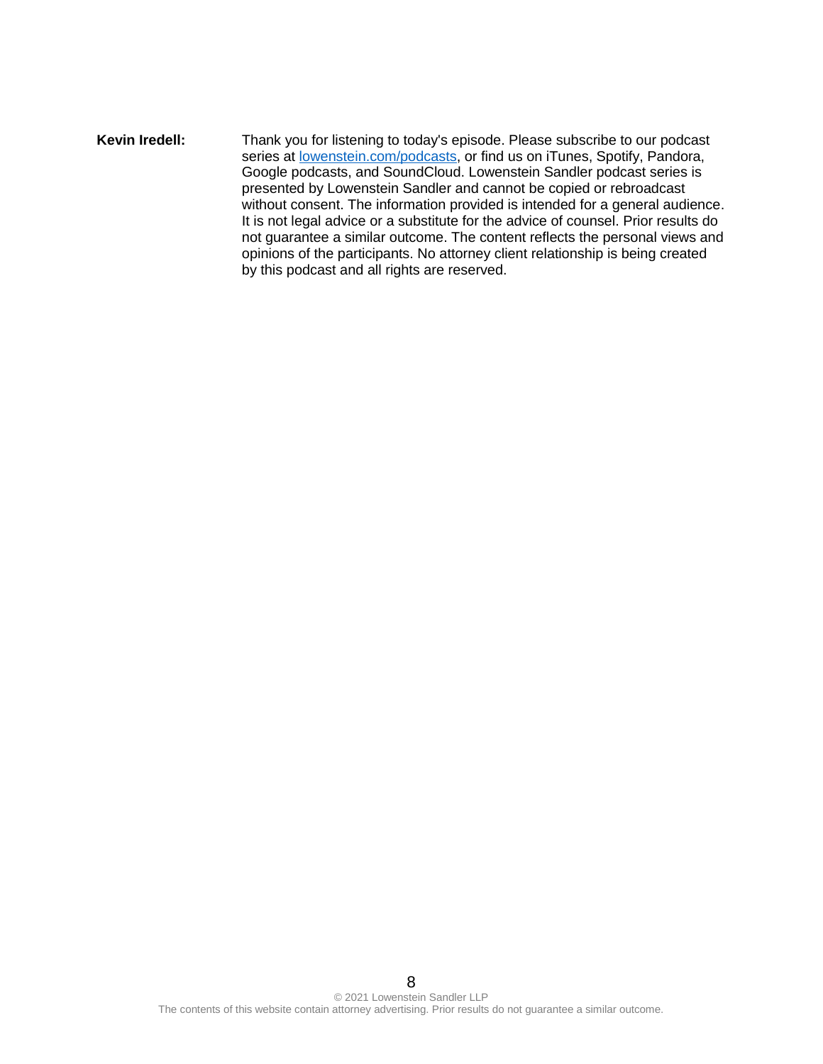**Kevin Iredell:** Thank you for listening to today's episode. Please subscribe to our podcast series at [lowenstein.com/podcasts](lowenstein.com/podcasts), or find us on iTunes, Spotify, Pandora, Google podcasts, and SoundCloud. Lowenstein Sandler podcast series is presented by Lowenstein Sandler and cannot be copied or rebroadcast without consent. The information provided is intended for a general audience. It is not legal advice or a substitute for the advice of counsel. Prior results do not guarantee a similar outcome. The content reflects the personal views and opinions of the participants. No attorney client relationship is being created by this podcast and all rights are reserved.